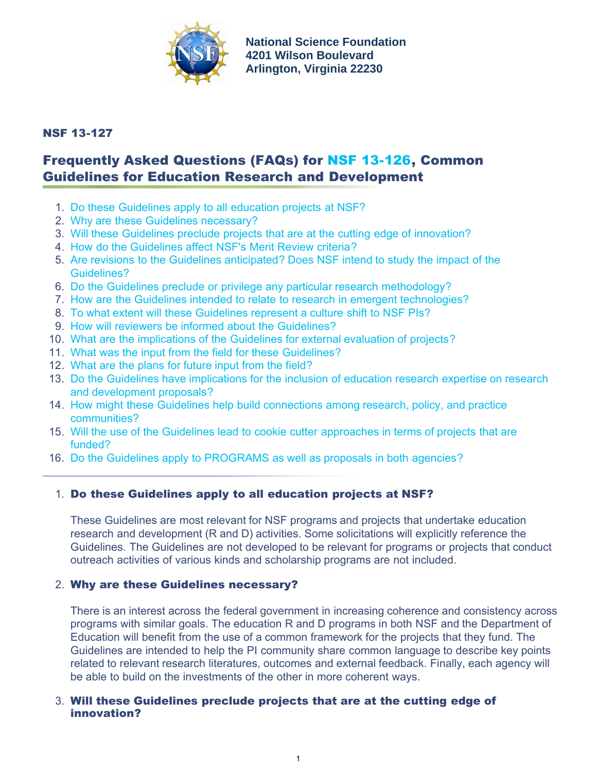National Science Foundation
4201 Wilson Boulevard
Arlington, Virginia 22230

**NSF 13-127**

# Frequently Asked Questions (FAQs) for NSF 13-126, Common Guidelines for Education Research and Development

1. Do these Guidelines apply to all education projects at NSF?
2. Why are these Guidelines necessary?
3. Will these Guidelines preclude projects that are at the cutting edge of innovation?
4. How do the Guidelines affect NSF's Merit Review criteria?
5. Are revisions to the Guidelines anticipated? Does NSF intend to study the impact of the Guidelines?
6. Do the Guidelines preclude or privilege any particular research methodology?
7. How are the Guidelines intended to relate to research in emergent technologies?
8. To what extent will these Guidelines represent a culture shift to NSF PIs?
9. How will reviewers be informed about the Guidelines?
10. What are the implications of the Guidelines for external evaluation of projects?
11. What was the input from the field for these Guidelines?
12. What are the plans for future input from the field?
13. Do the Guidelines have implications for the inclusion of education research expertise on research and development proposals?
14. How might these Guidelines help build connections among research, policy, and practice communities?
15. Will the use of the Guidelines lead to cookie cutter approaches in terms of projects that are funded?
16. Do the Guidelines apply to PROGRAMS as well as proposals in both agencies?

---

1. **Do these Guidelines apply to all education projects at NSF?**

   These Guidelines are most relevant for NSF programs and projects that undertake education research and development (R and D) activities. Some solicitations will explicitly reference the Guidelines. The Guidelines are not developed to be relevant for programs or projects that conduct outreach activities of various kinds and scholarship programs are not included.

2. **Why are these Guidelines necessary?**

   There is an interest across the federal government in increasing coherence and consistency across programs with similar goals. The education R and D programs in both NSF and the Department of Education will benefit from the use of a common framework for the projects that they fund. The Guidelines are intended to help the PI community share common language to describe key points related to relevant research literatures, outcomes and external feedback. Finally, each agency will be able to build on the investments of the other in more coherent ways.

3. **Will these Guidelines preclude projects that are at the cutting edge of innovation?**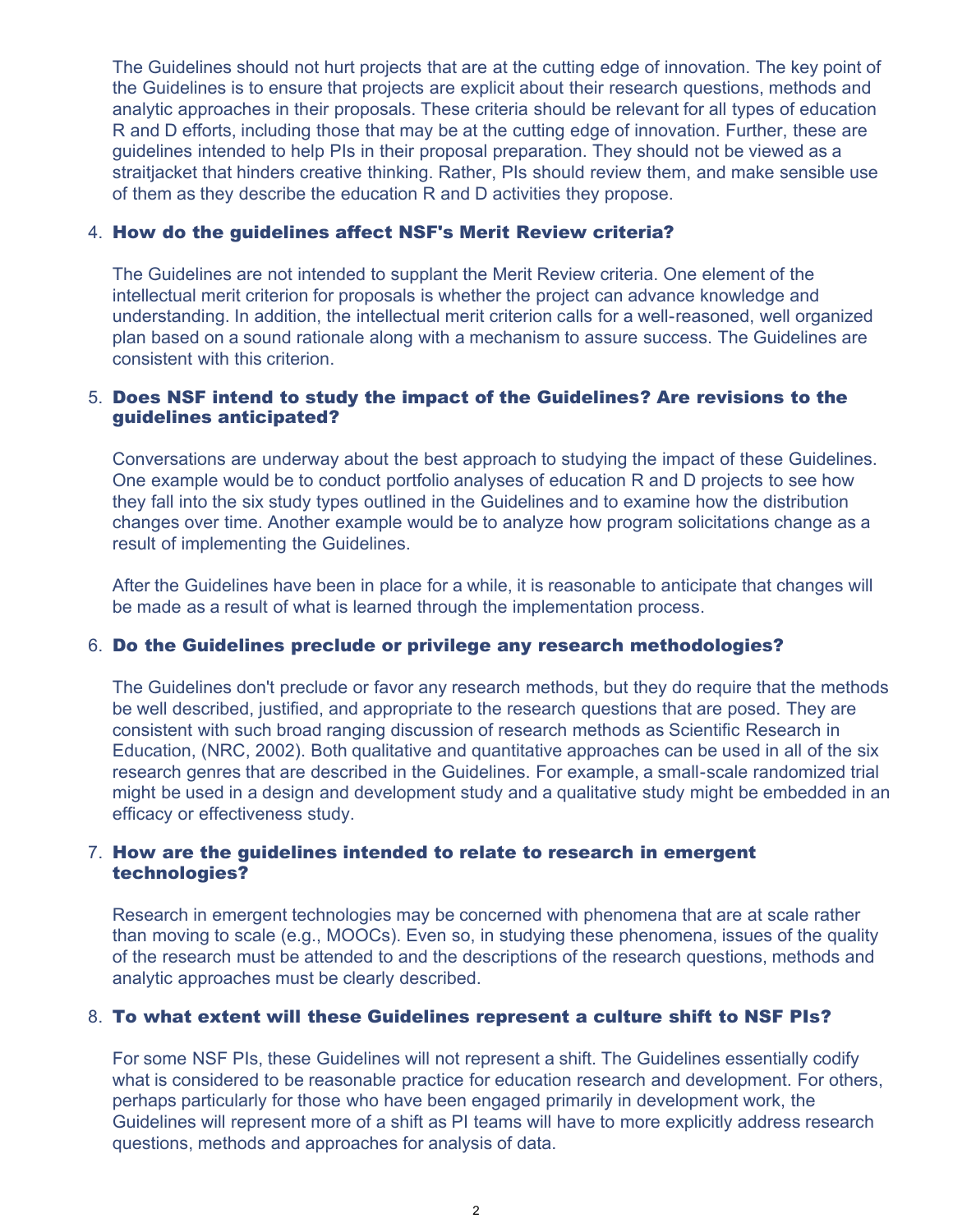The Guidelines should not hurt projects that are at the cutting edge of innovation. The key point of the Guidelines is to ensure that projects are explicit about their research questions, methods and analytic approaches in their proposals. These criteria should be relevant for all types of education R and D efforts, including those that may be at the cutting edge of innovation. Further, these are guidelines intended to help PIs in their proposal preparation. They should not be viewed as a straitjacket that hinders creative thinking. Rather, PIs should review them, and make sensible use of them as they describe the education R and D activities they propose.

4. **How do the guidelines affect NSF's Merit Review criteria?**

   The Guidelines are not intended to supplant the Merit Review criteria. One element of the intellectual merit criterion for proposals is whether the project can advance knowledge and understanding. In addition, the intellectual merit criterion calls for a well-reasoned, well organized plan based on a sound rationale along with a mechanism to assure success. The Guidelines are consistent with this criterion.

5. **Does NSF intend to study the impact of the Guidelines? Are revisions to the guidelines anticipated?**

   Conversations are underway about the best approach to studying the impact of these Guidelines. One example would be to conduct portfolio analyses of education R and D projects to see how they fall into the six study types outlined in the Guidelines and to examine how the distribution changes over time. Another example would be to analyze how program solicitations change as a result of implementing the Guidelines.

   After the Guidelines have been in place for a while, it is reasonable to anticipate that changes will be made as a result of what is learned through the implementation process.

6. **Do the Guidelines preclude or privilege any research methodologies?**

   The Guidelines don't preclude or favor any research methods, but they do require that the methods be well described, justified, and appropriate to the research questions that are posed. They are consistent with such broad ranging discussion of research methods as Scientific Research in Education, (NRC, 2002). Both qualitative and quantitative approaches can be used in all of the six research genres that are described in the Guidelines. For example, a small-scale randomized trial might be used in a design and development study and a qualitative study might be embedded in an efficacy or effectiveness study.

7. **How are the guidelines intended to relate to research in emergent technologies?**

   Research in emergent technologies may be concerned with phenomena that are at scale rather than moving to scale (e.g., MOOCs). Even so, in studying these phenomena, issues of the quality of the research must be attended to and the descriptions of the research questions, methods and analytic approaches must be clearly described.

8. **To what extent will these Guidelines represent a culture shift to NSF PIs?**

   For some NSF PIs, these Guidelines will not represent a shift. The Guidelines essentially codify what is considered to be reasonable practice for education research and development. For others, perhaps particularly for those who have been engaged primarily in development work, the Guidelines will represent more of a shift as PI teams will have to more explicitly address research questions, methods and approaches for analysis of data.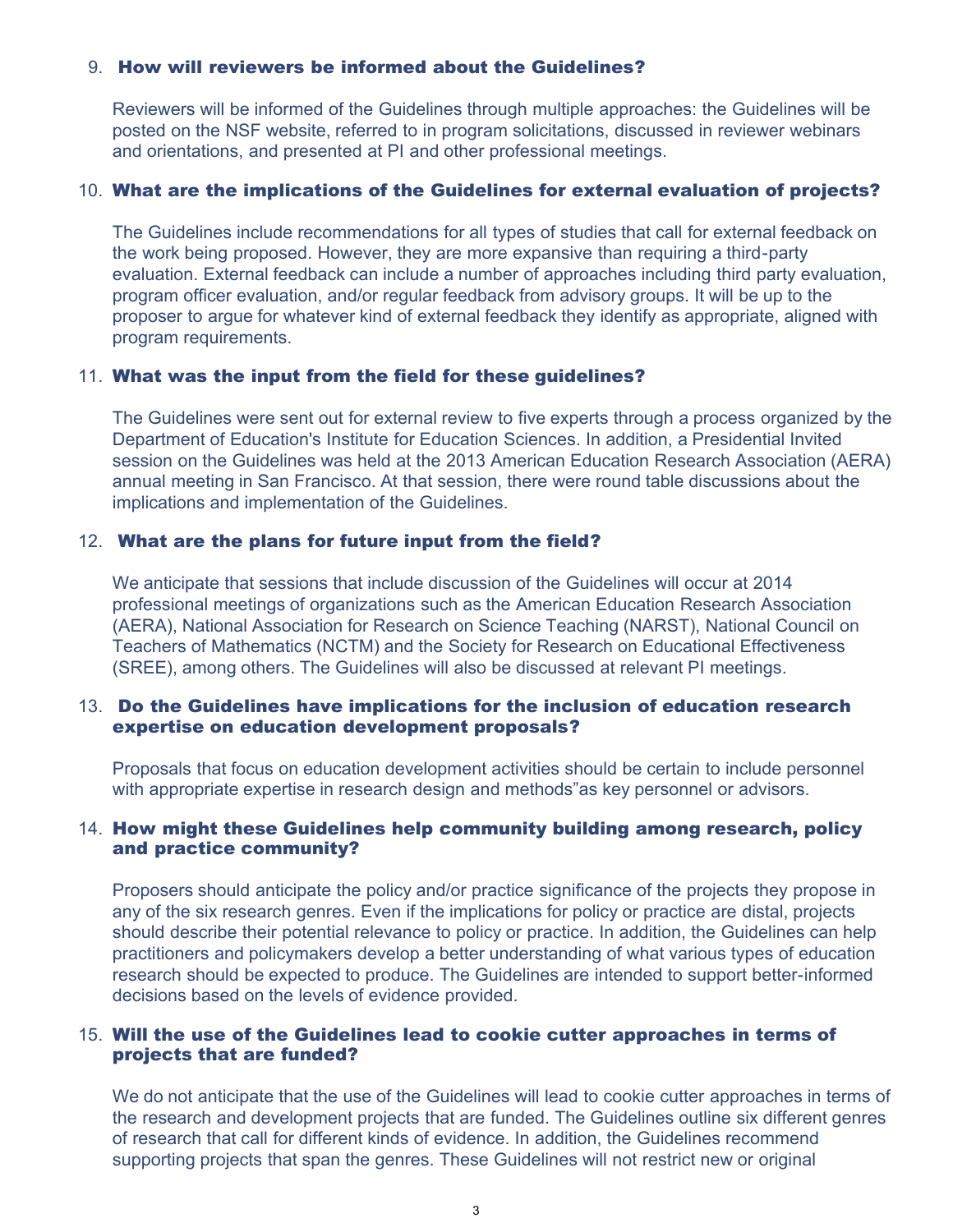9. **How will reviewers be informed about the Guidelines?**

   Reviewers will be informed of the Guidelines through multiple approaches: the Guidelines will be posted on the NSF website, referred to in program solicitations, discussed in reviewer webinars and orientations, and presented at PI and other professional meetings.

10. **What are the implications of the Guidelines for external evaluation of projects?**

    The Guidelines include recommendations for all types of studies that call for external feedback on the work being proposed. However, they are more expansive than requiring a third-party evaluation. External feedback can include a number of approaches including third party evaluation, program officer evaluation, and/or regular feedback from advisory groups. It will be up to the proposer to argue for whatever kind of external feedback they identify as appropriate, aligned with program requirements.

11. **What was the input from the field for these guidelines?**

    The Guidelines were sent out for external review to five experts through a process organized by the Department of Education's Institute for Education Sciences. In addition, a Presidential Invited session on the Guidelines was held at the 2013 American Education Research Association (AERA) annual meeting in San Francisco. At that session, there were round table discussions about the implications and implementation of the Guidelines.

12. **What are the plans for future input from the field?**

    We anticipate that sessions that include discussion of the Guidelines will occur at 2014 professional meetings of organizations such as the American Education Research Association (AERA), National Association for Research on Science Teaching (NARST), National Council on Teachers of Mathematics (NCTM) and the Society for Research on Educational Effectiveness (SREE), among others. The Guidelines will also be discussed at relevant PI meetings.

13. **Do the Guidelines have implications for the inclusion of education research expertise on education development proposals?**

    Proposals that focus on education development activities should be certain to include personnel with appropriate expertise in research design and methods"as key personnel or advisors.

14. **How might these Guidelines help community building among research, policy and practice community?**

    Proposers should anticipate the policy and/or practice significance of the projects they propose in any of the six research genres. Even if the implications for policy or practice are distal, projects should describe their potential relevance to policy or practice. In addition, the Guidelines can help practitioners and policymakers develop a better understanding of what various types of education research should be expected to produce. The Guidelines are intended to support better-informed decisions based on the levels of evidence provided.

15. **Will the use of the Guidelines lead to cookie cutter approaches in terms of projects that are funded?**

    We do not anticipate that the use of the Guidelines will lead to cookie cutter approaches in terms of the research and development projects that are funded. The Guidelines outline six different genres of research that call for different kinds of evidence. In addition, the Guidelines recommend supporting projects that span the genres. These Guidelines will not restrict new or original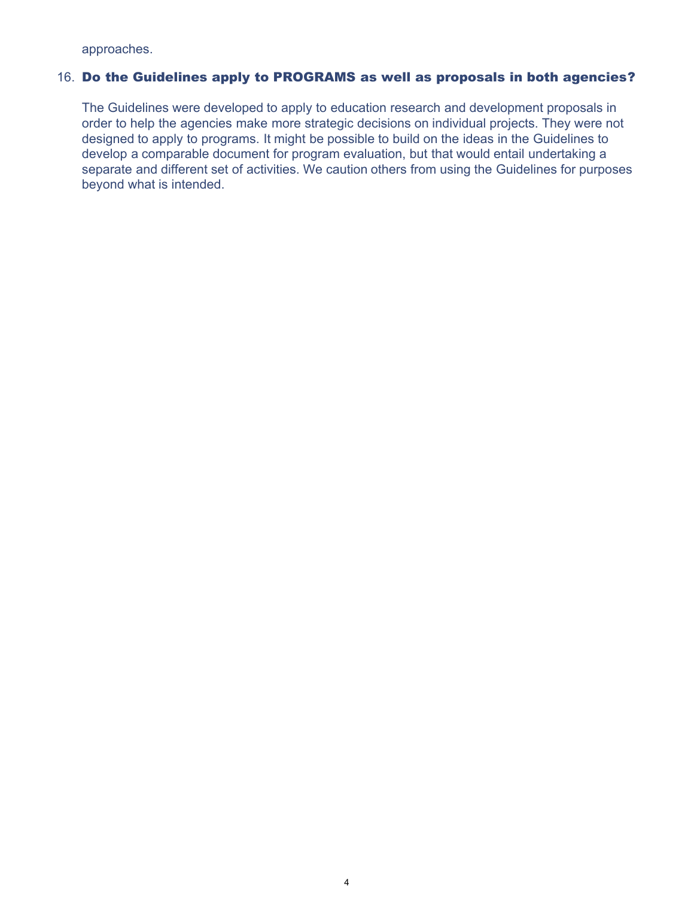approaches.

16. **Do the Guidelines apply to PROGRAMS as well as proposals in both agencies?**

    The Guidelines were developed to apply to education research and development proposals in order to help the agencies make more strategic decisions on individual projects. They were not designed to apply to programs. It might be possible to build on the ideas in the Guidelines to develop a comparable document for program evaluation, but that would entail undertaking a separate and different set of activities. We caution others from using the Guidelines for purposes beyond what is intended.